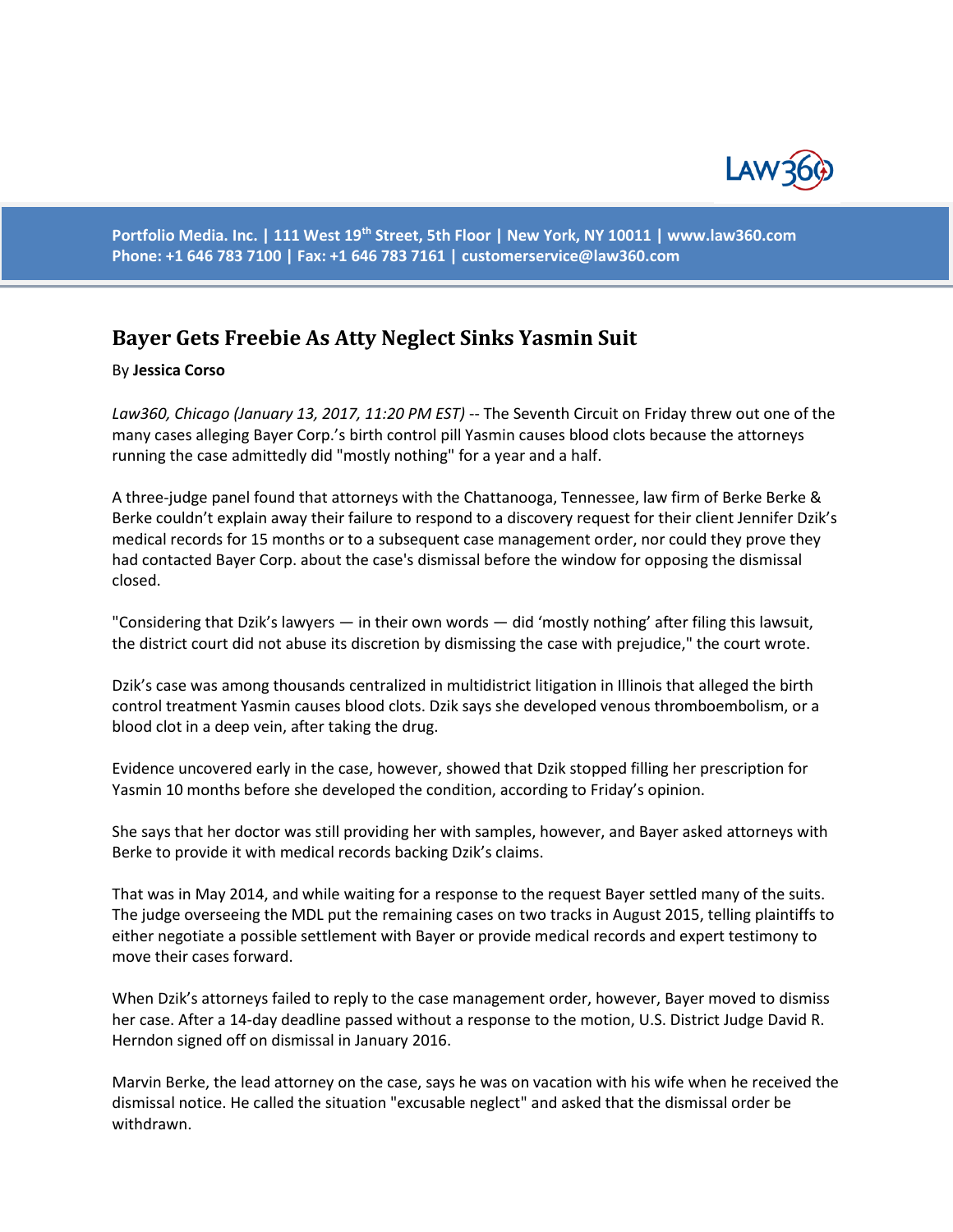Portfolio Media. Inc. | 111 West 19th Street, 5th Floor | New York, NY 10011 | www.law360.com
Phone: +1 646 783 7100 | Fax: +1 646 783 7161 | customerservice@law360.com

# Bayer Gets Freebie As Atty Neglect Sinks Yasmin Suit

By **Jessica Corso**

*Law360, Chicago (January 13, 2017, 11:20 PM EST)* -- The Seventh Circuit on Friday threw out one of the many cases alleging Bayer Corp.'s birth control pill Yasmin causes blood clots because the attorneys running the case admittedly did "mostly nothing" for a year and a half.

A three-judge panel found that attorneys with the Chattanooga, Tennessee, law firm of Berke Berke & Berke couldn't explain away their failure to respond to a discovery request for their client Jennifer Dzik's medical records for 15 months or to a subsequent case management order, nor could they prove they had contacted Bayer Corp. about the case's dismissal before the window for opposing the dismissal closed.

"Considering that Dzik's lawyers — in their own words — did 'mostly nothing' after filing this lawsuit, the district court did not abuse its discretion by dismissing the case with prejudice," the court wrote.

Dzik's case was among thousands centralized in multidistrict litigation in Illinois that alleged the birth control treatment Yasmin causes blood clots. Dzik says she developed venous thromboembolism, or a blood clot in a deep vein, after taking the drug.

Evidence uncovered early in the case, however, showed that Dzik stopped filling her prescription for Yasmin 10 months before she developed the condition, according to Friday's opinion.

She says that her doctor was still providing her with samples, however, and Bayer asked attorneys with Berke to provide it with medical records backing Dzik's claims.

That was in May 2014, and while waiting for a response to the request Bayer settled many of the suits. The judge overseeing the MDL put the remaining cases on two tracks in August 2015, telling plaintiffs to either negotiate a possible settlement with Bayer or provide medical records and expert testimony to move their cases forward.

When Dzik's attorneys failed to reply to the case management order, however, Bayer moved to dismiss her case. After a 14-day deadline passed without a response to the motion, U.S. District Judge David R. Herndon signed off on dismissal in January 2016.

Marvin Berke, the lead attorney on the case, says he was on vacation with his wife when he received the dismissal notice. He called the situation "excusable neglect" and asked that the dismissal order be withdrawn.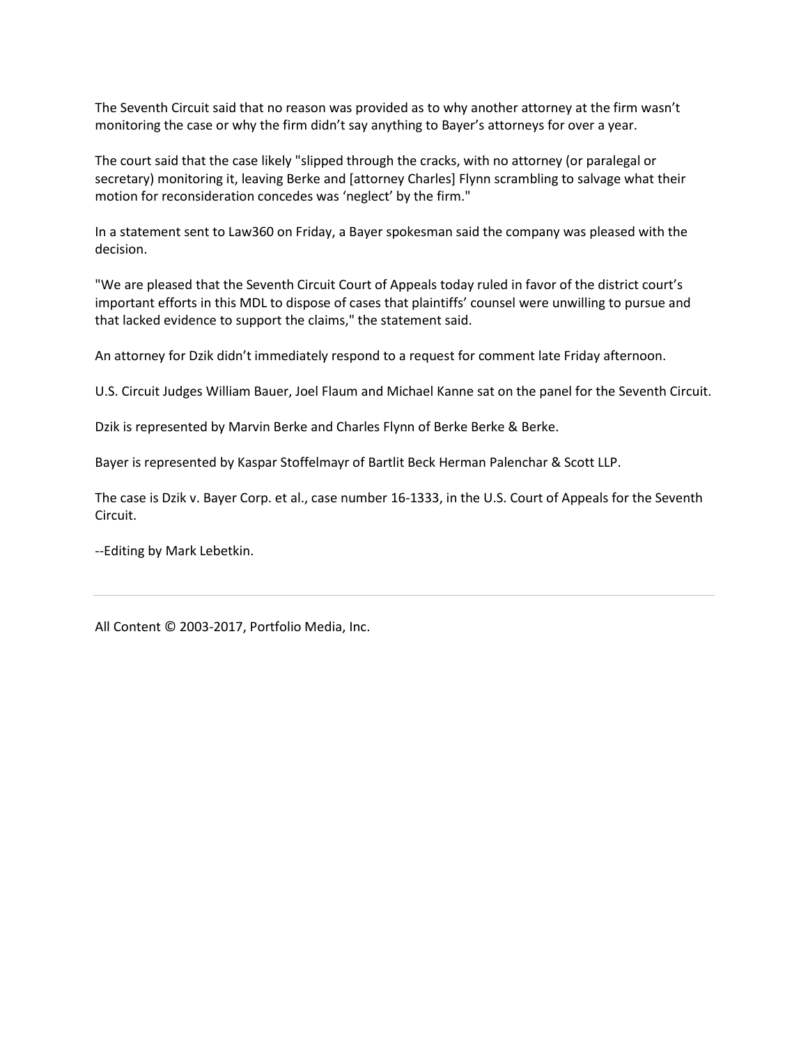The Seventh Circuit said that no reason was provided as to why another attorney at the firm wasn't monitoring the case or why the firm didn't say anything to Bayer's attorneys for over a year.

The court said that the case likely "slipped through the cracks, with no attorney (or paralegal or secretary) monitoring it, leaving Berke and [attorney Charles] Flynn scrambling to salvage what their motion for reconsideration concedes was 'neglect' by the firm."

In a statement sent to Law360 on Friday, a Bayer spokesman said the company was pleased with the decision.

"We are pleased that the Seventh Circuit Court of Appeals today ruled in favor of the district court's important efforts in this MDL to dispose of cases that plaintiffs' counsel were unwilling to pursue and that lacked evidence to support the claims," the statement said.

An attorney for Dzik didn't immediately respond to a request for comment late Friday afternoon.

U.S. Circuit Judges William Bauer, Joel Flaum and Michael Kanne sat on the panel for the Seventh Circuit.

Dzik is represented by Marvin Berke and Charles Flynn of Berke Berke & Berke.

Bayer is represented by Kaspar Stoffelmayr of Bartlit Beck Herman Palenchar & Scott LLP.

The case is Dzik v. Bayer Corp. et al., case number 16-1333, in the U.S. Court of Appeals for the Seventh Circuit.

--Editing by Mark Lebetkin.

---

All Content © 2003-2017, Portfolio Media, Inc.